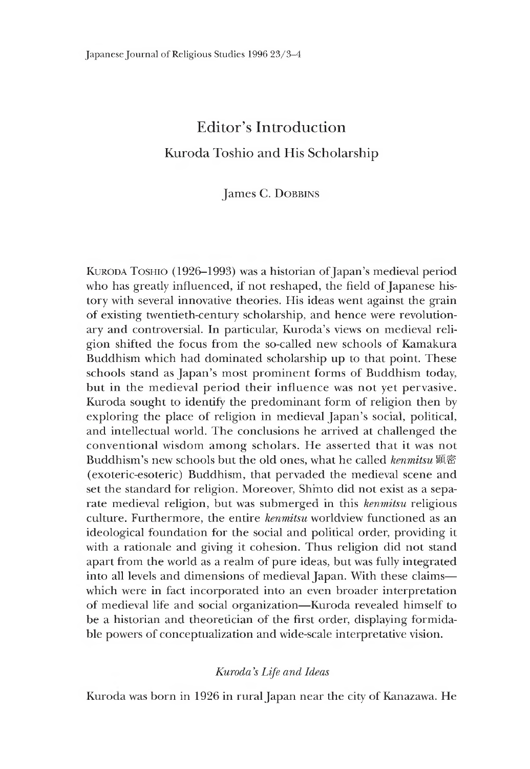# Editor's Introduction

## Kuroda Toshio and His Scholarship

James C. DOBBINS

KURODA TOSHIO (1926–1993) was a historian of Japan's medieval period who has greatly influenced, if not reshaped, the field of Japanese history with several innovative theories. His ideas went against the grain of existing twentieth-century scholarship, and hence were revolutionary and controversial. In particular, Kuroda's views on medieval religion shifted the focus from the so-called new schools of Kamakura Buddhism which had dominated scholarship up to that point. These schools stand as Japan's most prominent forms of Buddhism today, but in the medieval period their influence was not yet pervasive. Kuroda sought to identify the predominant form of religion then by exploring the place of religion in medieval Japan's social, political, and intellectual world. The conclusions he arrived at challenged the conventional wisdom among scholars. He asserted that it was not Buddhism's new schools but the old ones, what he called *kenmitsu* 顕密 (exoteric-esoteric) Buddhism, that pervaded the medieval scene and set the standard for religion. Moreover, Shinto did not exist as a separate medieval religion, but was submerged in this *kenmitsu* religious culture. Furthermore, the entire *kenmitsu* worldview functioned as an ideological foundation for the social and political order, providing it with a rationale and giving it cohesion. Thus religion did not stand apart from the world as a realm of pure ideas, but was fully integrated into all levels and dimensions of medieval Japan. With these claims—which were in fact incorporated into an even broader interpretation of medieval life and social organization—Kuroda revealed himself to be a historian and theoretician of the first order, displaying formidable powers of conceptualization and wide-scale interpretative vision.

### *Kuroda's Life and Ideas*

Kuroda was born in 1926 in rural Japan near the city of Kanazawa. He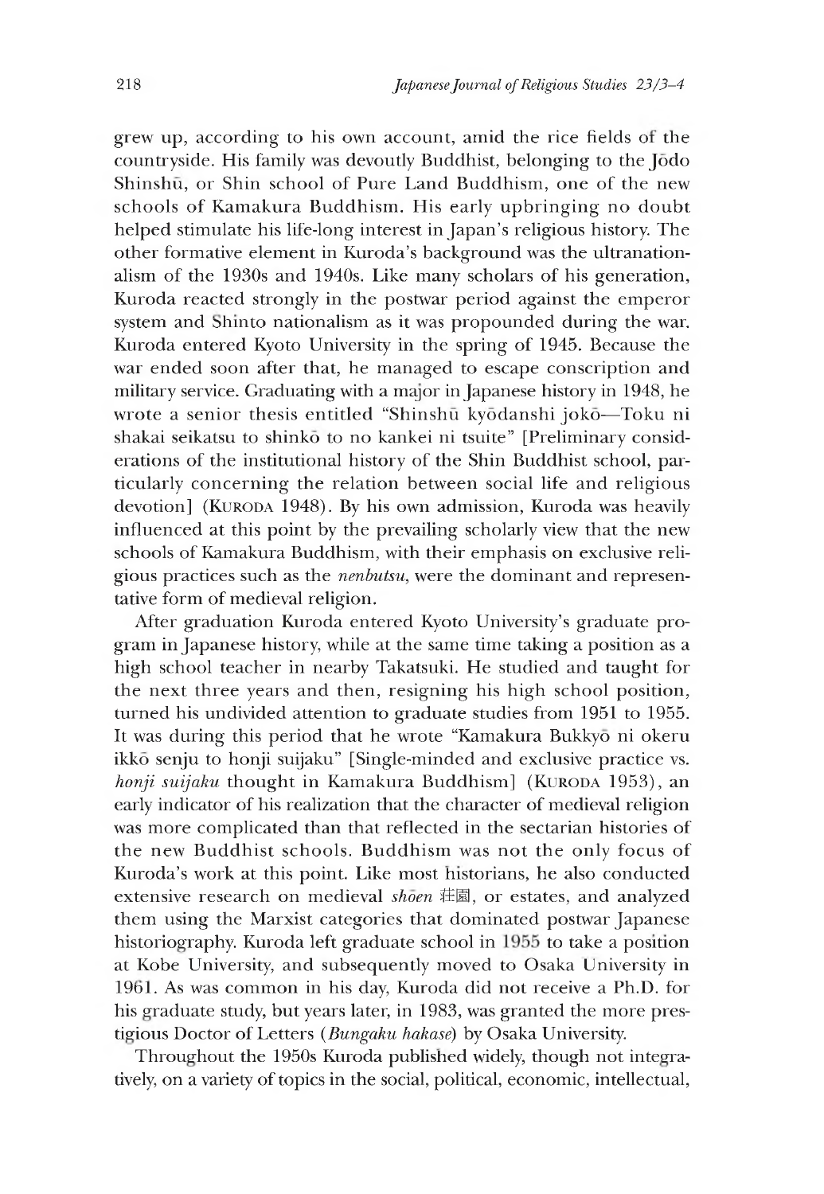grew up, according to his own account, amid the rice fields of the countryside. His family was devoutly Buddhist, belonging to the Jōdo Shinshū, or Shin school of Pure Land Buddhism, one of the new schools of Kamakura Buddhism. His early upbringing no doubt helped stimulate his life-long interest in Japan's religious history. The other formative element in Kuroda's background was the ultranationalism of the 1930s and 1940s. Like many scholars of his generation, Kuroda reacted strongly in the postwar period against the emperor system and Shinto nationalism as it was propounded during the war. Kuroda entered Kyoto University in the spring of 1945. Because the war ended soon after that, he managed to escape conscription and military service. Graduating with a major in Japanese history in 1948, he wrote a senior thesis entitled "Shinshū kyōdanshi jokō—Toku ni shakai seikatsu to shinkō to no kankei ni tsuite" [Preliminary considerations of the institutional history of the Shin Buddhist school, particularly concerning the relation between social life and religious devotion] (Kuroda 1948). By his own admission, Kuroda was heavily influenced at this point by the prevailing scholarly view that the new schools of Kamakura Buddhism, with their emphasis on exclusive religious practices such as the *nenbutsu*, were the dominant and representative form of medieval religion.

After graduation Kuroda entered Kyoto University's graduate program in Japanese history, while at the same time taking a position as a high school teacher in nearby Takatsuki. He studied and taught for the next three years and then, resigning his high school position, turned his undivided attention to graduate studies from 1951 to 1955. It was during this period that he wrote "Kamakura Bukkyō ni okeru ikkō senju to honji suijaku" [Single-minded and exclusive practice vs. *honji suijaku* thought in Kamakura Buddhism] (Kuroda 1953), an early indicator of his realization that the character of medieval religion was more complicated than that reflected in the sectarian histories of the new Buddhist schools. Buddhism was not the only focus of Kuroda's work at this point. Like most historians, he also conducted extensive research on medieval *shōen* 荘園, or estates, and analyzed them using the Marxist categories that dominated postwar Japanese historiography. Kuroda left graduate school in 1955 to take a position at Kobe University, and subsequently moved to Osaka University in 1961. As was common in his day, Kuroda did not receive a Ph.D. for his graduate study, but years later, in 1983, was granted the more prestigious Doctor of Letters (*Bungaku hakase*) by Osaka University.

Throughout the 1950s Kuroda published widely, though not integratively, on a variety of topics in the social, political, economic, intellectual,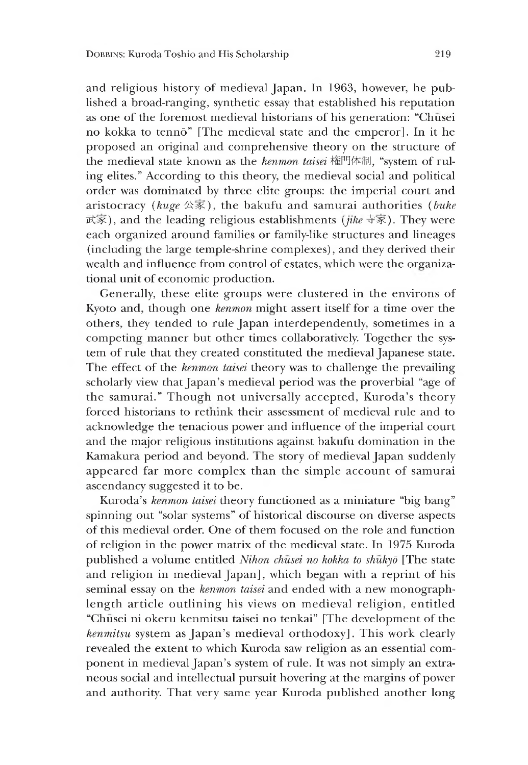and religious history of medieval Japan. In 1963, however, he published a broad-ranging, synthetic essay that established his reputation as one of the foremost medieval historians of his generation: "Chūsei no kokka to tennō" [The medieval state and the emperor]. In it he proposed an original and comprehensive theory on the structure of the medieval state known as the *kenmon taisei* 権門体制, "system of ruling elites." According to this theory, the medieval social and political order was dominated by three elite groups: the imperial court and aristocracy (*kuge* 公家), the bakufu and samurai authorities (*buke* 武家), and the leading religious establishments (*jike* 寺家). They were each organized around families or family-like structures and lineages (including the large temple-shrine complexes), and they derived their wealth and influence from control of estates, which were the organizational unit of economic production.

Generally, these elite groups were clustered in the environs of Kyoto and, though one *kenmon* might assert itself for a time over the others, they tended to rule Japan interdependently, sometimes in a competing manner but other times collaboratively. Together the system of rule that they created constituted the medieval Japanese state. The effect of the *kenmon taisei* theory was to challenge the prevailing scholarly view that Japan's medieval period was the proverbial "age of the samurai." Though not universally accepted, Kuroda's theory forced historians to rethink their assessment of medieval rule and to acknowledge the tenacious power and influence of the imperial court and the major religious institutions against bakufu domination in the Kamakura period and beyond. The story of medieval Japan suddenly appeared far more complex than the simple account of samurai ascendancy suggested it to be.

Kuroda's *kenmon taisei* theory functioned as a miniature "big bang" spinning out "solar systems" of historical discourse on diverse aspects of this medieval order. One of them focused on the role and function of religion in the power matrix of the medieval state. In 1975 Kuroda published a volume entitled *Nihon chūsei no kokka to shūkyō* [The state and religion in medieval Japan], which began with a reprint of his seminal essay on the *kenmon taisei* and ended with a new monograph-length article outlining his views on medieval religion, entitled "Chūsei ni okeru kenmitsu taisei no tenkai" [The development of the *kenmitsu* system as Japan's medieval orthodoxy]. This work clearly revealed the extent to which Kuroda saw religion as an essential component in medieval Japan's system of rule. It was not simply an extraneous social and intellectual pursuit hovering at the margins of power and authority. That very same year Kuroda published another long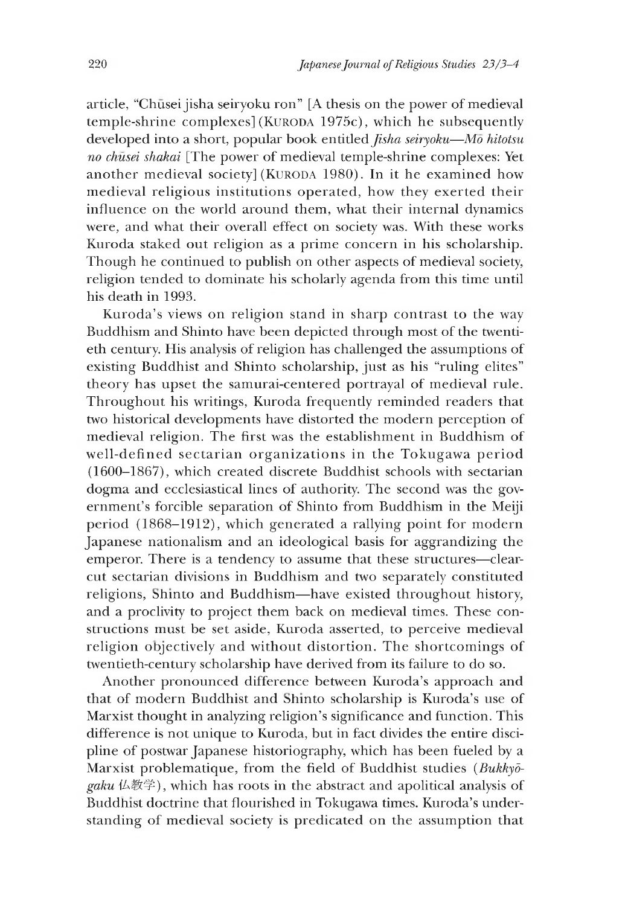article, "Chūsei jisha seiryoku ron" [A thesis on the power of medieval temple-shrine complexes] (KURODA 1975c), which he subsequently developed into a short, popular book entitled *Jisha seiryoku—Mō hitotsu no chūsei shakai* [The power of medieval temple-shrine complexes: Yet another medieval society] (KURODA 1980). In it he examined how medieval religious institutions operated, how they exerted their influence on the world around them, what their internal dynamics were, and what their overall effect on society was. With these works Kuroda staked out religion as a prime concern in his scholarship. Though he continued to publish on other aspects of medieval society, religion tended to dominate his scholarly agenda from this time until his death in 1993.

Kuroda's views on religion stand in sharp contrast to the way Buddhism and Shinto have been depicted through most of the twentieth century. His analysis of religion has challenged the assumptions of existing Buddhist and Shinto scholarship, just as his "ruling elites" theory has upset the samurai-centered portrayal of medieval rule. Throughout his writings, Kuroda frequently reminded readers that two historical developments have distorted the modern perception of medieval religion. The first was the establishment in Buddhism of well-defined sectarian organizations in the Tokugawa period (1600–1867), which created discrete Buddhist schools with sectarian dogma and ecclesiastical lines of authority. The second was the government's forcible separation of Shinto from Buddhism in the Meiji period (1868–1912), which generated a rallying point for modern Japanese nationalism and an ideological basis for aggrandizing the emperor. There is a tendency to assume that these structures—clear-cut sectarian divisions in Buddhism and two separately constituted religions, Shinto and Buddhism—have existed throughout history, and a proclivity to project them back on medieval times. These constructions must be set aside, Kuroda asserted, to perceive medieval religion objectively and without distortion. The shortcomings of twentieth-century scholarship have derived from its failure to do so.

Another pronounced difference between Kuroda's approach and that of modern Buddhist and Shinto scholarship is Kuroda's use of Marxist thought in analyzing religion's significance and function. This difference is not unique to Kuroda, but in fact divides the entire discipline of postwar Japanese historiography, which has been fueled by a Marxist problematique, from the field of Buddhist studies (*Bukkyōgaku* 仏教学), which has roots in the abstract and apolitical analysis of Buddhist doctrine that flourished in Tokugawa times. Kuroda's understanding of medieval society is predicated on the assumption that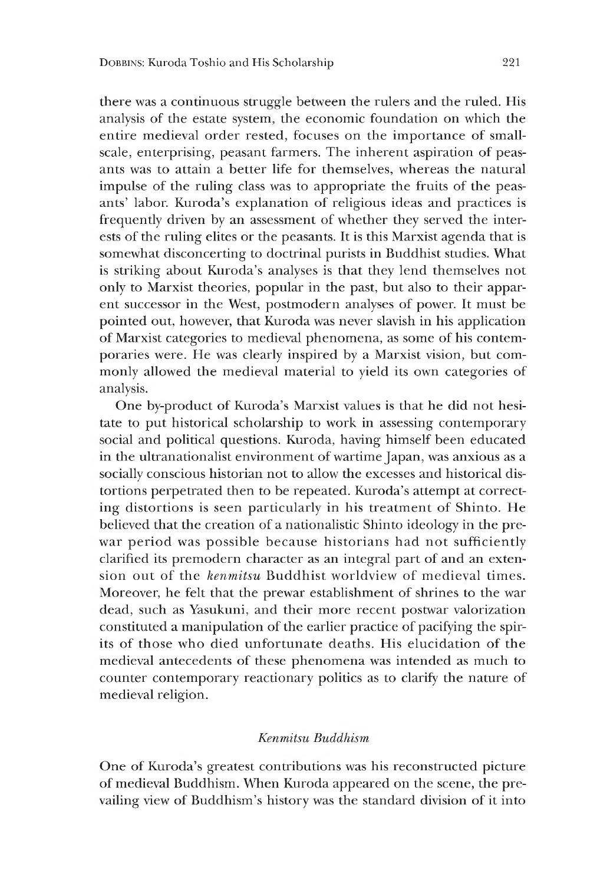there was a continuous struggle between the rulers and the ruled. His analysis of the estate system, the economic foundation on which the entire medieval order rested, focuses on the importance of small-scale, enterprising, peasant farmers. The inherent aspiration of peasants was to attain a better life for themselves, whereas the natural impulse of the ruling class was to appropriate the fruits of the peasants' labor. Kuroda's explanation of religious ideas and practices is frequently driven by an assessment of whether they served the interests of the ruling elites or the peasants. It is this Marxist agenda that is somewhat disconcerting to doctrinal purists in Buddhist studies. What is striking about Kuroda's analyses is that they lend themselves not only to Marxist theories, popular in the past, but also to their apparent successor in the West, postmodern analyses of power. It must be pointed out, however, that Kuroda was never slavish in his application of Marxist categories to medieval phenomena, as some of his contemporaries were. He was clearly inspired by a Marxist vision, but commonly allowed the medieval material to yield its own categories of analysis.

One by-product of Kuroda's Marxist values is that he did not hesitate to put historical scholarship to work in assessing contemporary social and political questions. Kuroda, having himself been educated in the ultranationalist environment of wartime Japan, was anxious as a socially conscious historian not to allow the excesses and historical distortions perpetrated then to be repeated. Kuroda's attempt at correcting distortions is seen particularly in his treatment of Shinto. He believed that the creation of a nationalistic Shinto ideology in the prewar period was possible because historians had not sufficiently clarified its premodern character as an integral part of and an extension out of the *kenmitsu* Buddhist worldview of medieval times. Moreover, he felt that the prewar establishment of shrines to the war dead, such as Yasukuni, and their more recent postwar valorization constituted a manipulation of the earlier practice of pacifying the spirits of those who died unfortunate deaths. His elucidation of the medieval antecedents of these phenomena was intended as much to counter contemporary reactionary politics as to clarify the nature of medieval religion.

## *Kenmitsu Buddhism*

One of Kuroda's greatest contributions was his reconstructed picture of medieval Buddhism. When Kuroda appeared on the scene, the prevailing view of Buddhism's history was the standard division of it into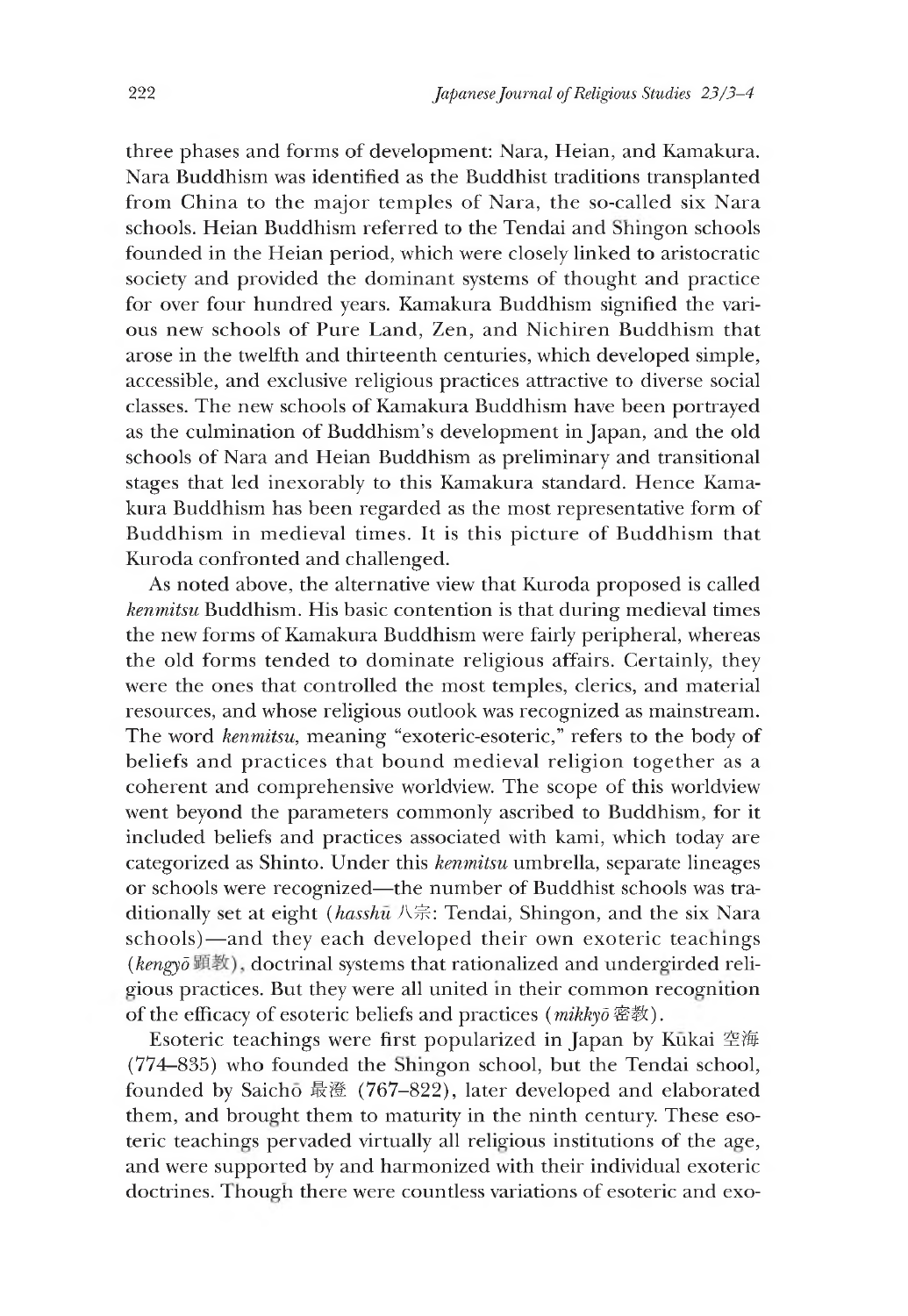three phases and forms of development: Nara, Heian, and Kamakura. Nara Buddhism was identified as the Buddhist traditions transplanted from China to the major temples of Nara, the so-called six Nara schools. Heian Buddhism referred to the Tendai and Shingon schools founded in the Heian period, which were closely linked to aristocratic society and provided the dominant systems of thought and practice for over four hundred years. Kamakura Buddhism signified the various new schools of Pure Land, Zen, and Nichiren Buddhism that arose in the twelfth and thirteenth centuries, which developed simple, accessible, and exclusive religious practices attractive to diverse social classes. The new schools of Kamakura Buddhism have been portrayed as the culmination of Buddhism's development in Japan, and the old schools of Nara and Heian Buddhism as preliminary and transitional stages that led inexorably to this Kamakura standard. Hence Kamakura Buddhism has been regarded as the most representative form of Buddhism in medieval times. It is this picture of Buddhism that Kuroda confronted and challenged.

As noted above, the alternative view that Kuroda proposed is called *kenmitsu* Buddhism. His basic contention is that during medieval times the new forms of Kamakura Buddhism were fairly peripheral, whereas the old forms tended to dominate religious affairs. Certainly, they were the ones that controlled the most temples, clerics, and material resources, and whose religious outlook was recognized as mainstream. The word *kenmitsu*, meaning "exoteric-esoteric," refers to the body of beliefs and practices that bound medieval religion together as a coherent and comprehensive worldview. The scope of this worldview went beyond the parameters commonly ascribed to Buddhism, for it included beliefs and practices associated with kami, which today are categorized as Shinto. Under this *kenmitsu* umbrella, separate lineages or schools were recognized—the number of Buddhist schools was traditionally set at eight (*hasshū* 八宗: Tendai, Shingon, and the six Nara schools)—and they each developed their own exoteric teachings (*kengyō* 顕教), doctrinal systems that rationalized and undergirded religious practices. But they were all united in their common recognition of the efficacy of esoteric beliefs and practices (*mikkyō* 密教).

Esoteric teachings were first popularized in Japan by Kūkai 空海 (774–835) who founded the Shingon school, but the Tendai school, founded by Saichō 最澄 (767–822), later developed and elaborated them, and brought them to maturity in the ninth century. These esoteric teachings pervaded virtually all religious institutions of the age, and were supported by and harmonized with their individual exoteric doctrines. Though there were countless variations of esoteric and exo-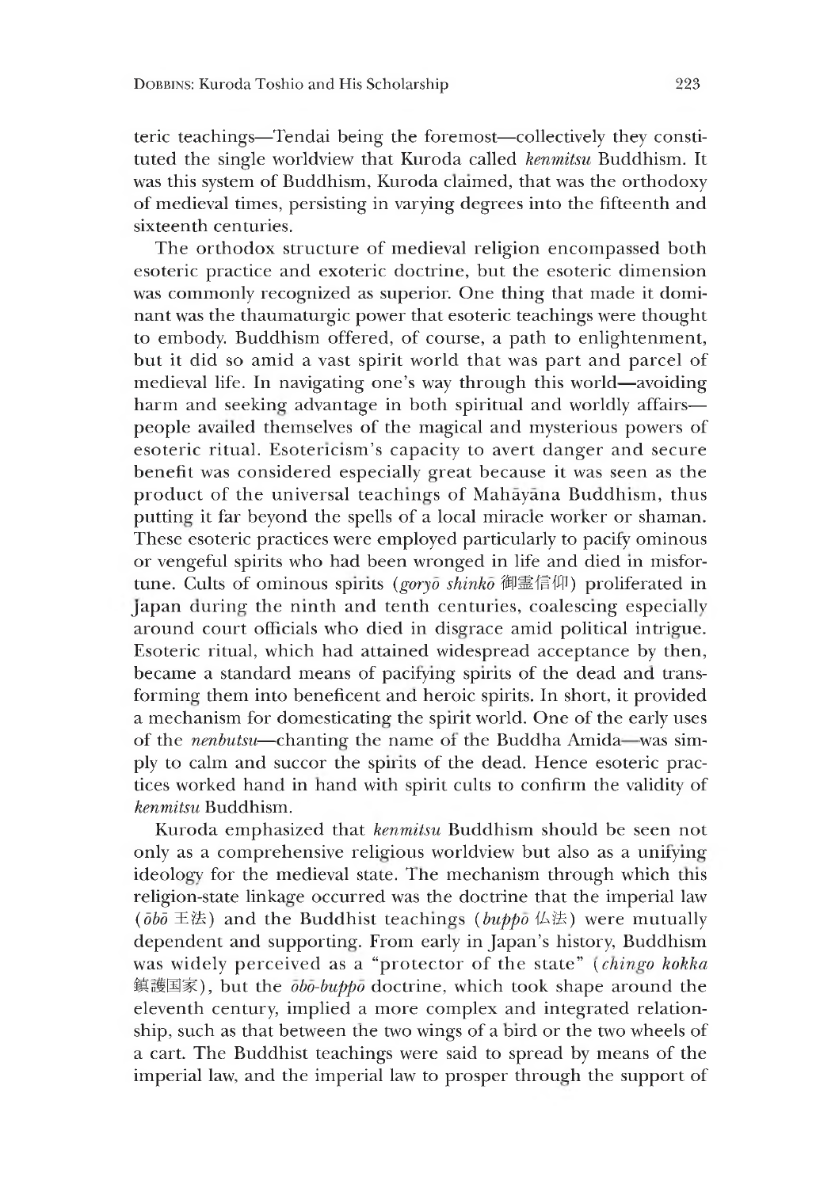teric teachings—Tendai being the foremost—collectively they constituted the single worldview that Kuroda called *kenmitsu* Buddhism. It was this system of Buddhism, Kuroda claimed, that was the orthodoxy of medieval times, persisting in varying degrees into the fifteenth and sixteenth centuries.

The orthodox structure of medieval religion encompassed both esoteric practice and exoteric doctrine, but the esoteric dimension was commonly recognized as superior. One thing that made it dominant was the thaumaturgic power that esoteric teachings were thought to embody. Buddhism offered, of course, a path to enlightenment, but it did so amid a vast spirit world that was part and parcel of medieval life. In navigating one's way through this world—avoiding harm and seeking advantage in both spiritual and worldly affairs—people availed themselves of the magical and mysterious powers of esoteric ritual. Esotericism's capacity to avert danger and secure benefit was considered especially great because it was seen as the product of the universal teachings of Mahāyāna Buddhism, thus putting it far beyond the spells of a local miracle worker or shaman. These esoteric practices were employed particularly to pacify ominous or vengeful spirits who had been wronged in life and died in misfortune. Cults of ominous spirits (*goryō shinkō* 御霊信仰) proliferated in Japan during the ninth and tenth centuries, coalescing especially around court officials who died in disgrace amid political intrigue. Esoteric ritual, which had attained widespread acceptance by then, became a standard means of pacifying spirits of the dead and transforming them into beneficent and heroic spirits. In short, it provided a mechanism for domesticating the spirit world. One of the early uses of the *nenbutsu*—chanting the name of the Buddha Amida—was simply to calm and succor the spirits of the dead. Hence esoteric practices worked hand in hand with spirit cults to confirm the validity of *kenmitsu* Buddhism.

Kuroda emphasized that *kenmitsu* Buddhism should be seen not only as a comprehensive religious worldview but also as a unifying ideology for the medieval state. The mechanism through which this religion-state linkage occurred was the doctrine that the imperial law (*ōbō* 王法) and the Buddhist teachings (*buppō* 仏法) were mutually dependent and supporting. From early in Japan's history, Buddhism was widely perceived as a "protector of the state" (*chingo kokka* 鎮護国家), but the *ōbō-buppō* doctrine, which took shape around the eleventh century, implied a more complex and integrated relationship, such as that between the two wings of a bird or the two wheels of a cart. The Buddhist teachings were said to spread by means of the imperial law, and the imperial law to prosper through the support of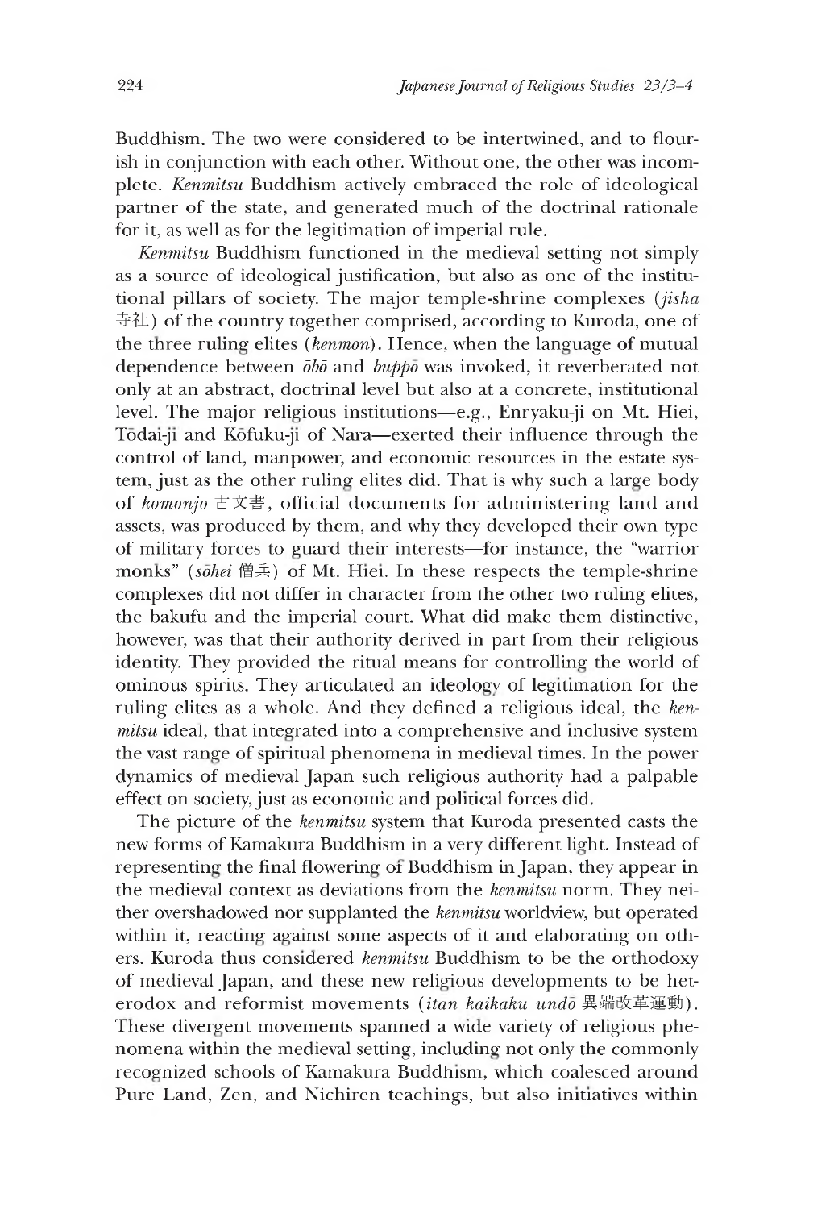Buddhism. The two were considered to be intertwined, and to flourish in conjunction with each other. Without one, the other was incomplete. *Kenmitsu* Buddhism actively embraced the role of ideological partner of the state, and generated much of the doctrinal rationale for it, as well as for the legitimation of imperial rule.

*Kenmitsu* Buddhism functioned in the medieval setting not simply as a source of ideological justification, but also as one of the institutional pillars of society. The major temple-shrine complexes (*jisha* 寺社) of the country together comprised, according to Kuroda, one of the three ruling elites (*kenmon*). Hence, when the language of mutual dependence between *ōbō* and *buppō* was invoked, it reverberated not only at an abstract, doctrinal level but also at a concrete, institutional level. The major religious institutions—e.g., Enryaku-ji on Mt. Hiei, Tōdai-ji and Kōfuku-ji of Nara—exerted their influence through the control of land, manpower, and economic resources in the estate system, just as the other ruling elites did. That is why such a large body of *komonjo* 古文書, official documents for administering land and assets, was produced by them, and why they developed their own type of military forces to guard their interests—for instance, the "warrior monks" (*sōhei* 僧兵) of Mt. Hiei. In these respects the temple-shrine complexes did not differ in character from the other two ruling elites, the bakufu and the imperial court. What did make them distinctive, however, was that their authority derived in part from their religious identity. They provided the ritual means for controlling the world of ominous spirits. They articulated an ideology of legitimation for the ruling elites as a whole. And they defined a religious ideal, the *kenmitsu* ideal, that integrated into a comprehensive and inclusive system the vast range of spiritual phenomena in medieval times. In the power dynamics of medieval Japan such religious authority had a palpable effect on society, just as economic and political forces did.

The picture of the *kenmitsu* system that Kuroda presented casts the new forms of Kamakura Buddhism in a very different light. Instead of representing the final flowering of Buddhism in Japan, they appear in the medieval context as deviations from the *kenmitsu* norm. They neither overshadowed nor supplanted the *kenmitsu* worldview, but operated within it, reacting against some aspects of it and elaborating on others. Kuroda thus considered *kenmitsu* Buddhism to be the orthodoxy of medieval Japan, and these new religious developments to be heterodox and reformist movements (*itan kaikaku undō* 異端改革運動). These divergent movements spanned a wide variety of religious phenomena within the medieval setting, including not only the commonly recognized schools of Kamakura Buddhism, which coalesced around Pure Land, Zen, and Nichiren teachings, but also initiatives within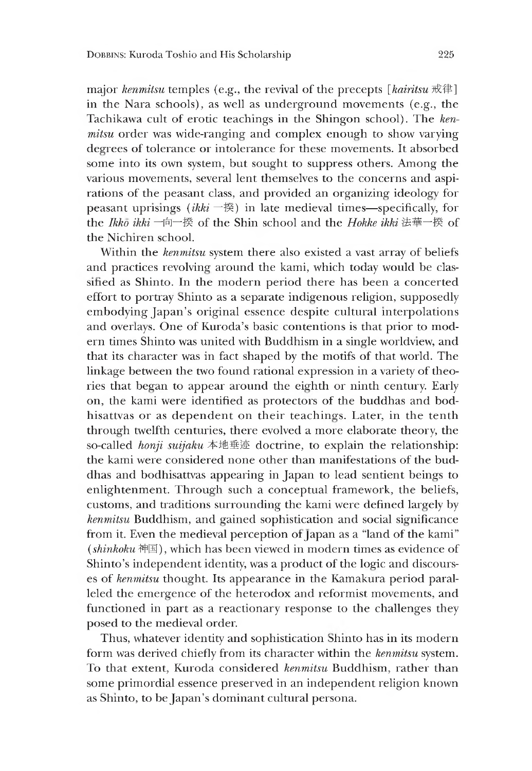major *kenmitsu* temples (e.g., the revival of the precepts [*kairitsu* 戒律] in the Nara schools), as well as underground movements (e.g., the Tachikawa cult of erotic teachings in the Shingon school). The *kenmitsu* order was wide-ranging and complex enough to show varying degrees of tolerance or intolerance for these movements. It absorbed some into its own system, but sought to suppress others. Among the various movements, several lent themselves to the concerns and aspirations of the peasant class, and provided an organizing ideology for peasant uprisings (*ikki* 一揆) in late medieval times—specifically, for the *Ikkō ikki* 一向一揆 of the Shin school and the *Hokke ikki* 法華一揆 of the Nichiren school.

Within the *kenmitsu* system there also existed a vast array of beliefs and practices revolving around the kami, which today would be classified as Shinto. In the modern period there has been a concerted effort to portray Shinto as a separate indigenous religion, supposedly embodying Japan's original essence despite cultural interpolations and overlays. One of Kuroda's basic contentions is that prior to modern times Shinto was united with Buddhism in a single worldview, and that its character was in fact shaped by the motifs of that world. The linkage between the two found rational expression in a variety of theories that began to appear around the eighth or ninth century. Early on, the kami were identified as protectors of the buddhas and bodhisattvas or as dependent on their teachings. Later, in the tenth through twelfth centuries, there evolved a more elaborate theory, the so-called *honji suijaku* 本地垂迹 doctrine, to explain the relationship: the kami were considered none other than manifestations of the buddhas and bodhisattvas appearing in Japan to lead sentient beings to enlightenment. Through such a conceptual framework, the beliefs, customs, and traditions surrounding the kami were defined largely by *kenmitsu* Buddhism, and gained sophistication and social significance from it. Even the medieval perception of Japan as a "land of the kami" (*shinkoku* 神国), which has been viewed in modern times as evidence of Shinto's independent identity, was a product of the logic and discourses of *kenmitsu* thought. Its appearance in the Kamakura period paralleled the emergence of the heterodox and reformist movements, and functioned in part as a reactionary response to the challenges they posed to the medieval order.

Thus, whatever identity and sophistication Shinto has in its modern form was derived chiefly from its character within the *kenmitsu* system. To that extent, Kuroda considered *kenmitsu* Buddhism, rather than some primordial essence preserved in an independent religion known as Shinto, to be Japan's dominant cultural persona.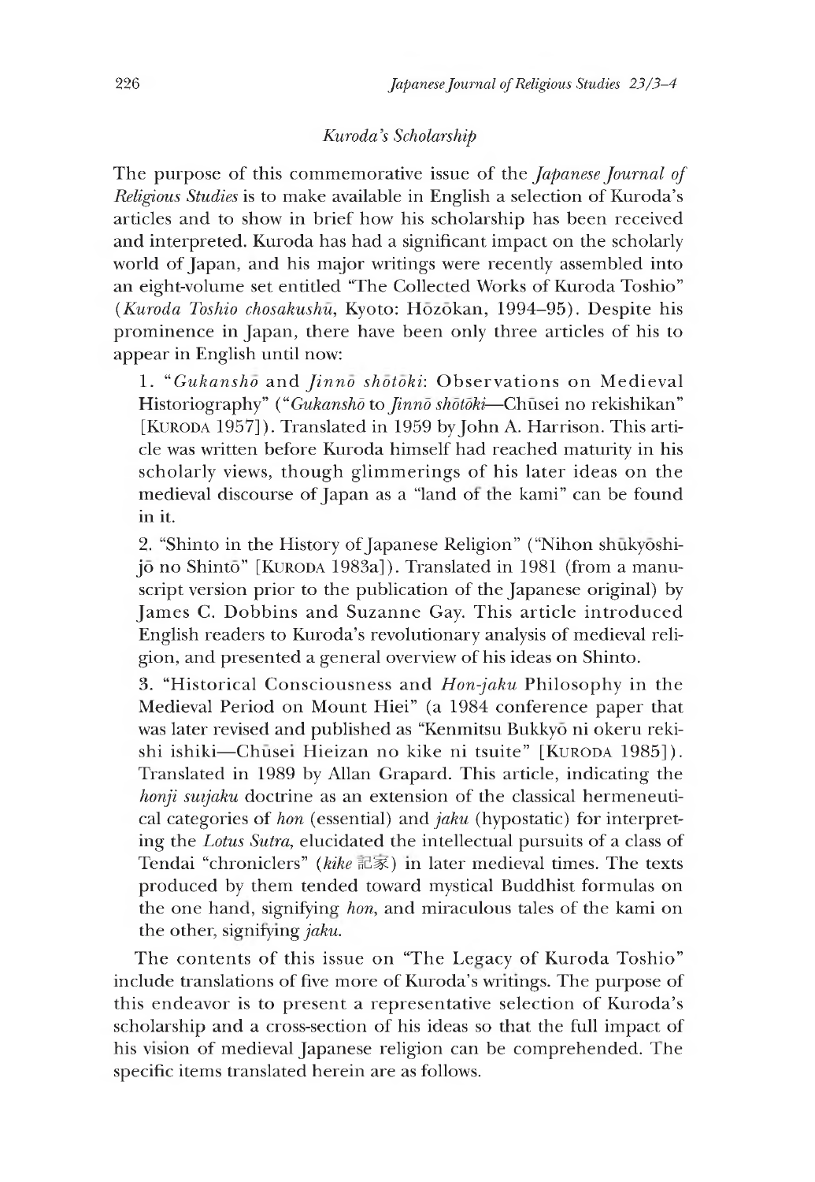### *Kuroda's Scholarship*

The purpose of this commemorative issue of the *Japanese Journal of Religious Studies* is to make available in English a selection of Kuroda's articles and to show in brief how his scholarship has been received and interpreted. Kuroda has had a significant impact on the scholarly world of Japan, and his major writings were recently assembled into an eight-volume set entitled "The Collected Works of Kuroda Toshio" (*Kuroda Toshio chosakushū*, Kyoto: Hōzōkan, 1994–95). Despite his prominence in Japan, there have been only three articles of his to appear in English until now:

1. "*Gukanshō* and *Jinnō shōtōki*: Observations on Medieval Historiography" ("*Gukanshō* to *Jinnō shōtōki*—Chūsei no rekishikan" [Kuroda 1957]). Translated in 1959 by John A. Harrison. This article was written before Kuroda himself had reached maturity in his scholarly views, though glimmerings of his later ideas on the medieval discourse of Japan as a "land of the kami" can be found in it.

2. "Shinto in the History of Japanese Religion" ("Nihon shūkyōshijō no Shintō" [Kuroda 1983a]). Translated in 1981 (from a manuscript version prior to the publication of the Japanese original) by James C. Dobbins and Suzanne Gay. This article introduced English readers to Kuroda's revolutionary analysis of medieval religion, and presented a general overview of his ideas on Shinto.

3. "Historical Consciousness and *Hon-jaku* Philosophy in the Medieval Period on Mount Hiei" (a 1984 conference paper that was later revised and published as "Kenmitsu Bukkyō ni okeru rekishi ishiki—Chūsei Hieizan no kike ni tsuite" [Kuroda 1985]). Translated in 1989 by Allan Grapard. This article, indicating the *honji suijaku* doctrine as an extension of the classical hermeneutical categories of *hon* (essential) and *jaku* (hypostatic) for interpreting the *Lotus Sutra*, elucidated the intellectual pursuits of a class of Tendai "chroniclers" (*kike* 記家) in later medieval times. The texts produced by them tended toward mystical Buddhist formulas on the one hand, signifying *hon*, and miraculous tales of the kami on the other, signifying *jaku*.

The contents of this issue on "The Legacy of Kuroda Toshio" include translations of five more of Kuroda's writings. The purpose of this endeavor is to present a representative selection of Kuroda's scholarship and a cross-section of his ideas so that the full impact of his vision of medieval Japanese religion can be comprehended. The specific items translated herein are as follows.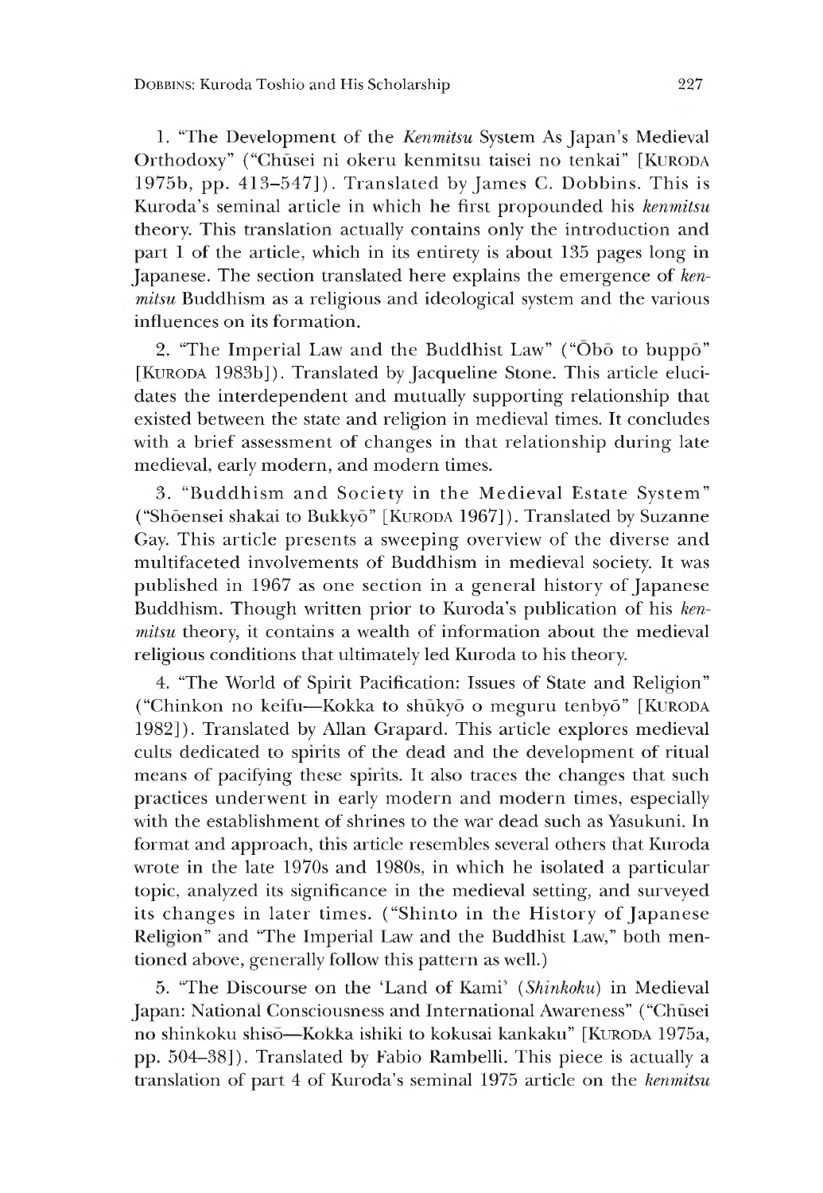1. "The Development of the *Kenmitsu* System As Japan's Medieval Orthodoxy" ("Chūsei ni okeru kenmitsu taisei no tenkai" [KURODA 1975b, pp. 413–547]). Translated by James C. Dobbins. This is Kuroda's seminal article in which he first propounded his *kenmitsu* theory. This translation actually contains only the introduction and part 1 of the article, which in its entirety is about 135 pages long in Japanese. The section translated here explains the emergence of *kenmitsu* Buddhism as a religious and ideological system and the various influences on its formation.

2. "The Imperial Law and the Buddhist Law" ("Ōbō to buppō" [KURODA 1983b]). Translated by Jacqueline Stone. This article elucidates the interdependent and mutually supporting relationship that existed between the state and religion in medieval times. It concludes with a brief assessment of changes in that relationship during late medieval, early modern, and modern times.

3. "Buddhism and Society in the Medieval Estate System" ("Shōensei shakai to Bukkyō" [KURODA 1967]). Translated by Suzanne Gay. This article presents a sweeping overview of the diverse and multifaceted involvements of Buddhism in medieval society. It was published in 1967 as one section in a general history of Japanese Buddhism. Though written prior to Kuroda's publication of his *kenmitsu* theory, it contains a wealth of information about the medieval religious conditions that ultimately led Kuroda to his theory.

4. "The World of Spirit Pacification: Issues of State and Religion" ("Chinkon no keifu—Kokka to shūkyō o meguru tenbyō" [KURODA 1982]). Translated by Allan Grapard. This article explores medieval cults dedicated to spirits of the dead and the development of ritual means of pacifying these spirits. It also traces the changes that such practices underwent in early modern and modern times, especially with the establishment of shrines to the war dead such as Yasukuni. In format and approach, this article resembles several others that Kuroda wrote in the late 1970s and 1980s, in which he isolated a particular topic, analyzed its significance in the medieval setting, and surveyed its changes in later times. ("Shinto in the History of Japanese Religion" and "The Imperial Law and the Buddhist Law," both mentioned above, generally follow this pattern as well.)

5. "The Discourse on the 'Land of Kami' (*Shinkoku*) in Medieval Japan: National Consciousness and International Awareness" ("Chūsei no shinkoku shisō—Kokka ishiki to kokusai kankaku" [KURODA 1975a, pp. 504–38]). Translated by Fabio Rambelli. This piece is actually a translation of part 4 of Kuroda's seminal 1975 article on the *kenmitsu*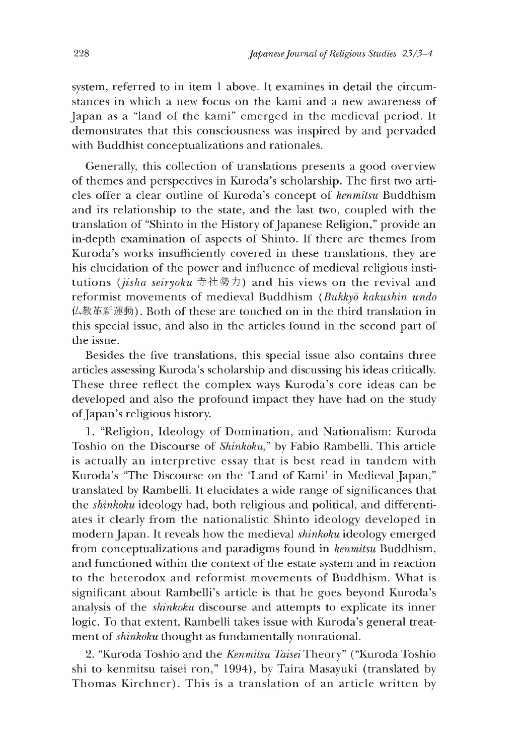system, referred to in item 1 above. It examines in detail the circumstances in which a new focus on the kami and a new awareness of Japan as a "land of the kami" emerged in the medieval period. It demonstrates that this consciousness was inspired by and pervaded with Buddhist conceptualizations and rationales.

Generally, this collection of translations presents a good overview of themes and perspectives in Kuroda's scholarship. The first two articles offer a clear outline of Kuroda's concept of *kenmitsu* Buddhism and its relationship to the state, and the last two, coupled with the translation of "Shinto in the History of Japanese Religion," provide an in-depth examination of aspects of Shinto. If there are themes from Kuroda's works insufficiently covered in these translations, they are his elucidation of the power and influence of medieval religious institutions (*jisha seiryoku* 寺社勢力) and his views on the revival and reformist movements of medieval Buddhism (*Bukkyō kakushin undo* 仏教革新運動). Both of these are touched on in the third translation in this special issue, and also in the articles found in the second part of the issue.

Besides the five translations, this special issue also contains three articles assessing Kuroda's scholarship and discussing his ideas critically. These three reflect the complex ways Kuroda's core ideas can be developed and also the profound impact they have had on the study of Japan's religious history.

1. "Religion, Ideology of Domination, and Nationalism: Kuroda Toshio on the Discourse of *Shinkoku*," by Fabio Rambelli. This article is actually an interpretive essay that is best read in tandem with Kuroda's "The Discourse on the 'Land of Kami' in Medieval Japan," translated by Rambelli. It elucidates a wide range of significances that the *shinkoku* ideology had, both religious and political, and differentiates it clearly from the nationalistic Shinto ideology developed in modern Japan. It reveals how the medieval *shinkoku* ideology emerged from conceptualizations and paradigms found in *kenmitsu* Buddhism, and functioned within the context of the estate system and in reaction to the heterodox and reformist movements of Buddhism. What is significant about Rambelli's article is that he goes beyond Kuroda's analysis of the *shinkoku* discourse and attempts to explicate its inner logic. To that extent, Rambelli takes issue with Kuroda's general treatment of *shinkoku* thought as fundamentally nonrational.

2. "Kuroda Toshio and the *Kenmitsu Taisei* Theory" ("Kuroda Toshio shi to kenmitsu taisei ron," 1994), by Taira Masayuki (translated by Thomas Kirchner). This is a translation of an article written by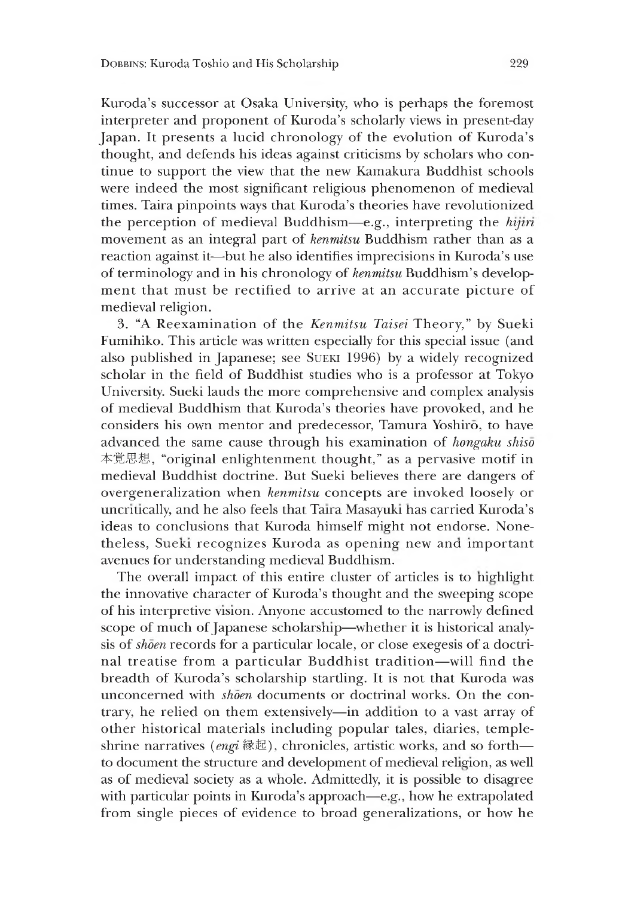Kuroda's successor at Osaka University, who is perhaps the foremost interpreter and proponent of Kuroda's scholarly views in present-day Japan. It presents a lucid chronology of the evolution of Kuroda's thought, and defends his ideas against criticisms by scholars who continue to support the view that the new Kamakura Buddhist schools were indeed the most significant religious phenomenon of medieval times. Taira pinpoints ways that Kuroda's theories have revolutionized the perception of medieval Buddhism—e.g., interpreting the *hijiri* movement as an integral part of *kenmitsu* Buddhism rather than as a reaction against it—but he also identifies imprecisions in Kuroda's use of terminology and in his chronology of *kenmitsu* Buddhism's development that must be rectified to arrive at an accurate picture of medieval religion.

3. "A Reexamination of the *Kenmitsu Taisei* Theory," by Sueki Fumihiko. This article was written especially for this special issue (and also published in Japanese; see SUEKI 1996) by a widely recognized scholar in the field of Buddhist studies who is a professor at Tokyo University. Sueki lauds the more comprehensive and complex analysis of medieval Buddhism that Kuroda's theories have provoked, and he considers his own mentor and predecessor, Tamura Yoshirō, to have advanced the same cause through his examination of *hongaku shisō* 本覚思想, "original enlightenment thought," as a pervasive motif in medieval Buddhist doctrine. But Sueki believes there are dangers of overgeneralization when *kenmitsu* concepts are invoked loosely or uncritically, and he also feels that Taira Masayuki has carried Kuroda's ideas to conclusions that Kuroda himself might not endorse. Nonetheless, Sueki recognizes Kuroda as opening new and important avenues for understanding medieval Buddhism.

The overall impact of this entire cluster of articles is to highlight the innovative character of Kuroda's thought and the sweeping scope of his interpretive vision. Anyone accustomed to the narrowly defined scope of much of Japanese scholarship—whether it is historical analysis of *shōen* records for a particular locale, or close exegesis of a doctrinal treatise from a particular Buddhist tradition—will find the breadth of Kuroda's scholarship startling. It is not that Kuroda was unconcerned with *shōen* documents or doctrinal works. On the contrary, he relied on them extensively—in addition to a vast array of other historical materials including popular tales, diaries, temple-shrine narratives (*engi* 縁起), chronicles, artistic works, and so forth—to document the structure and development of medieval religion, as well as of medieval society as a whole. Admittedly, it is possible to disagree with particular points in Kuroda's approach—e.g., how he extrapolated from single pieces of evidence to broad generalizations, or how he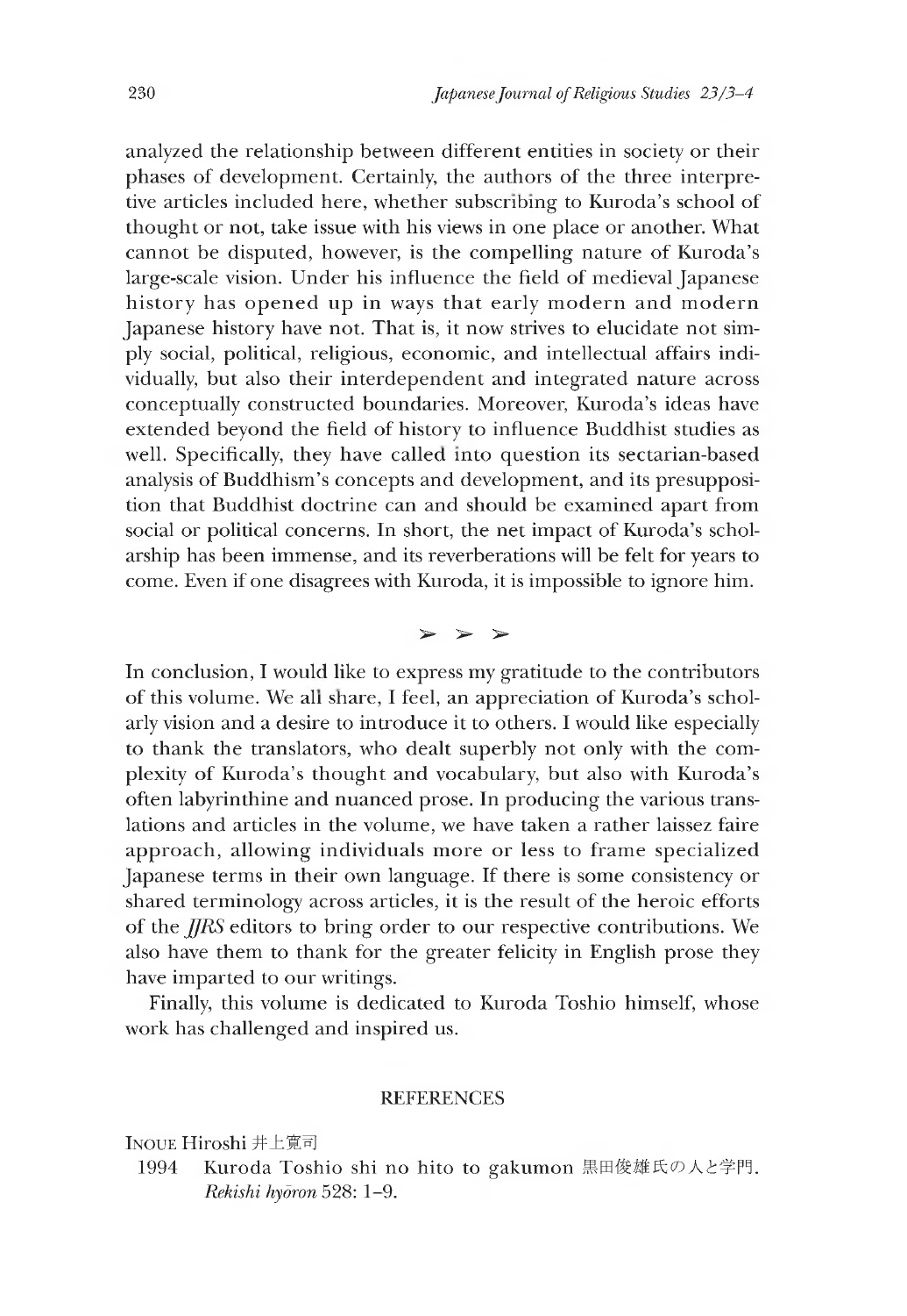analyzed the relationship between different entities in society or their phases of development. Certainly, the authors of the three interpretive articles included here, whether subscribing to Kuroda's school of thought or not, take issue with his views in one place or another. What cannot be disputed, however, is the compelling nature of Kuroda's large-scale vision. Under his influence the field of medieval Japanese history has opened up in ways that early modern and modern Japanese history have not. That is, it now strives to elucidate not simply social, political, religious, economic, and intellectual affairs individually, but also their interdependent and integrated nature across conceptually constructed boundaries. Moreover, Kuroda's ideas have extended beyond the field of history to influence Buddhist studies as well. Specifically, they have called into question its sectarian-based analysis of Buddhism's concepts and development, and its presupposition that Buddhist doctrine can and should be examined apart from social or political concerns. In short, the net impact of Kuroda's scholarship has been immense, and its reverberations will be felt for years to come. Even if one disagrees with Kuroda, it is impossible to ignore him.

➢ ➢ ➢

In conclusion, I would like to express my gratitude to the contributors of this volume. We all share, I feel, an appreciation of Kuroda's scholarly vision and a desire to introduce it to others. I would like especially to thank the translators, who dealt superbly not only with the complexity of Kuroda's thought and vocabulary, but also with Kuroda's often labyrinthine and nuanced prose. In producing the various translations and articles in the volume, we have taken a rather laissez faire approach, allowing individuals more or less to frame specialized Japanese terms in their own language. If there is some consistency or shared terminology across articles, it is the result of the heroic efforts of the *JJRS* editors to bring order to our respective contributions. We also have them to thank for the greater felicity in English prose they have imparted to our writings.

Finally, this volume is dedicated to Kuroda Toshio himself, whose work has challenged and inspired us.

## REFERENCES

INOUE Hiroshi 井上寛司

1994 Kuroda Toshio shi no hito to gakumon 黒田俊雄氏の人と学門. *Rekishi hyōron* 528: 1–9.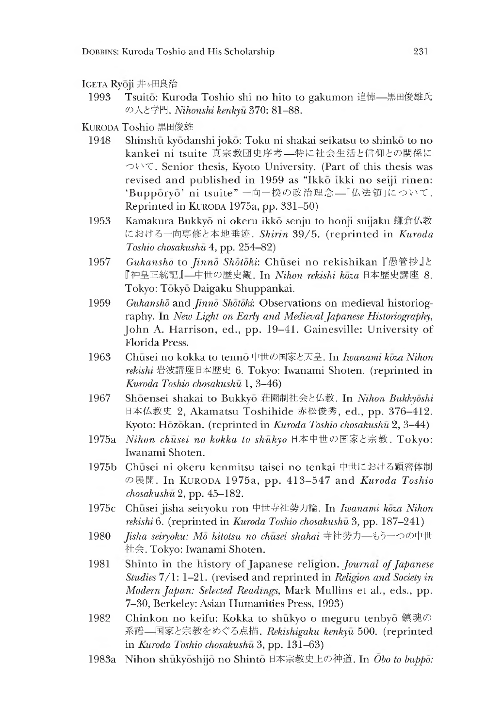IGETA Ryōji 井ヶ田良治

1993 Tsuitō: Kuroda Toshio shi no hito to gakumon 追悼—黒田俊雄氏の人と学門. *Nihonshi kenkyū* 370: 81–88.

KURODA Toshio 黒田俊雄

1948 Shinshū kyōdanshi jokō: Toku ni shakai seikatsu to shinkō to no kankei ni tsuite 真宗教団史序考—特に社会生活と信仰との関係について. Senior thesis, Kyoto University. (Part of this thesis was revised and published in 1959 as "Ikkō ikki no seiji rinen: 'Buppōryō' ni tsuite" 一向一揆の政治理念—「仏法領」について. Reprinted in KURODA 1975a, pp. 331–50)

1953 Kamakura Bukkyō ni okeru ikkō senju to honji suijaku 鎌倉仏教における一向専修と本地垂迹. *Shirin* 39/5. (reprinted in *Kuroda Toshio chosakushū* 4, pp. 254–82)

1957 *Gukanshō* to *Jinnō Shōtōki*: Chūsei no rekishikan 『愚管抄』と『神皇正統記』—中世の歴史観. In *Nihon rekishi kōza* 日本歴史講座 8. Tokyo: Tōkyō Daigaku Shuppankai.

1959 *Gukanshō* and *Jinnō Shōtōki*: Observations on medieval historiography. In *New Light on Early and Medieval Japanese Historiography*, John A. Harrison, ed., pp. 19–41. Gainesville: University of Florida Press.

1963 Chūsei no kokka to tennō 中世の国家と天皇. In *Iwanami kōza Nihon rekishi* 岩波講座日本歴史 6. Tokyo: Iwanami Shoten. (reprinted in *Kuroda Toshio chosakushū* 1, 3–46)

1967 Shōensei shakai to Bukkyō 荘園制社会と仏教. In *Nihon Bukkyōshi* 日本仏教史 2, Akamatsu Toshihide 赤松俊秀, ed., pp. 376–412. Kyoto: Hōzōkan. (reprinted in *Kuroda Toshio chosakushū* 2, 3–44)

1975a *Nihon chūsei no kokka to shūkyo* 日本中世の国家と宗教. Tokyo: Iwanami Shoten.

1975b Chūsei ni okeru kenmitsu taisei no tenkai 中世における顕密体制の展開. In KURODA 1975a, pp. 413–547 and *Kuroda Toshio chosakushū* 2, pp. 45–182.

1975c Chūsei jisha seiryoku ron 中世寺社勢力論. In *Iwanami kōza Nihon rekishi* 6. (reprinted in *Kuroda Toshio chosakushū* 3, pp. 187–241)

1980 *Jisha seiryoku: Mō hitotsu no chūsei shakai* 寺社勢力—もう一つの中世社会. Tokyo: Iwanami Shoten.

1981 Shinto in the history of Japanese religion. *Journal of Japanese Studies* 7/1: 1–21. (revised and reprinted in *Religion and Society in Modern Japan: Selected Readings*, Mark Mullins et al., eds., pp. 7–30, Berkeley: Asian Humanities Press, 1993)

1982 Chinkon no keifu: Kokka to shūkyo o meguru tenbyō 鎮魂の系譜—国家と宗教をめぐる点描. *Rekishigaku kenkyū* 500. (reprinted in *Kuroda Toshio chosakushū* 3, pp. 131–63)

1983a Nihon shūkyōshijō no Shintō 日本宗教史上の神道. In *Ōbō to buppō:*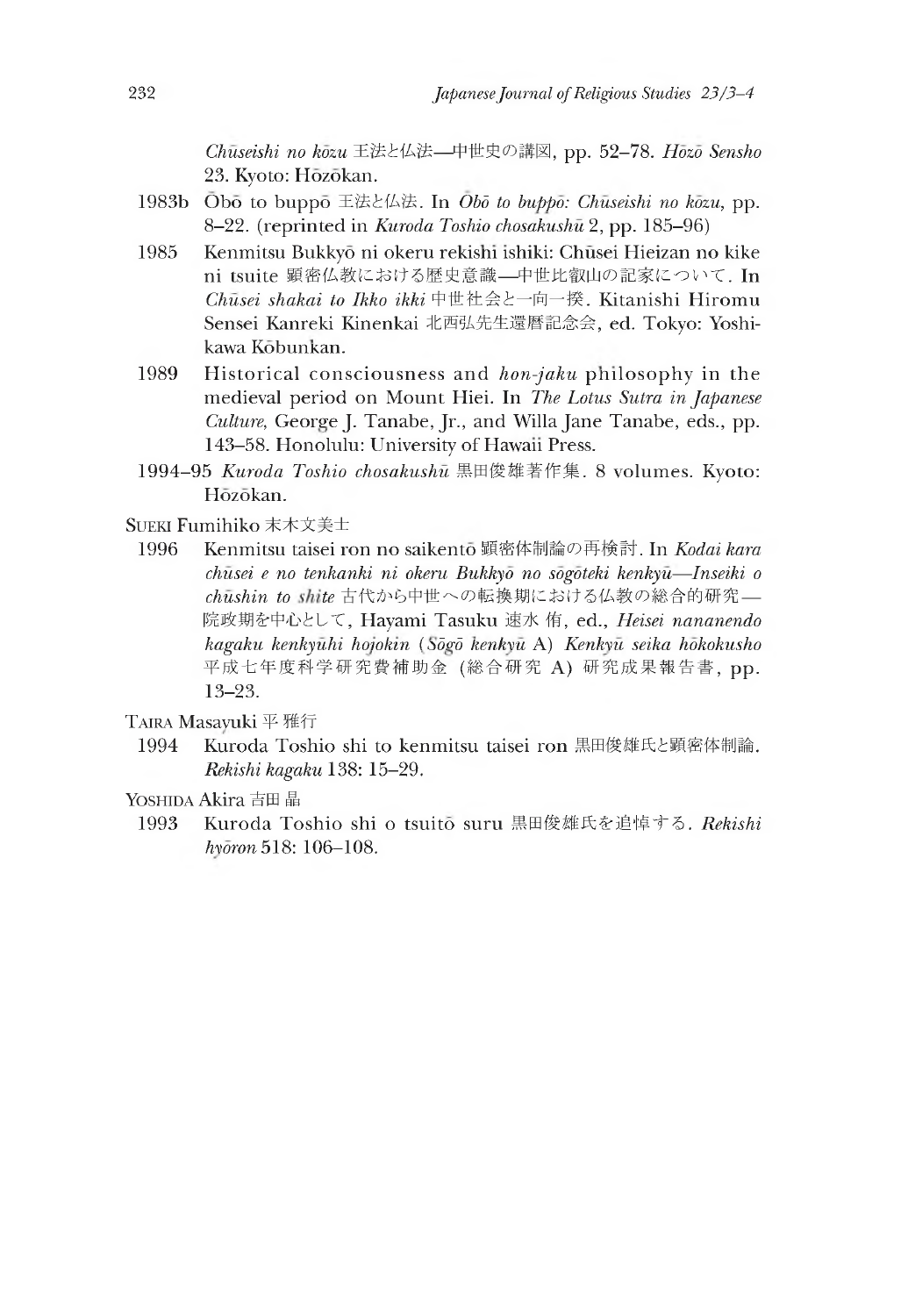*Chūseishi no kōzu* 王法と仏法—中世史の講図, pp. 52–78. *Hōzō Sensho* 23. Kyoto: Hōzōkan.

1983b Ōbō to buppō 王法と仏法. In *Ōbō to buppō: Chūseishi no kōzu*, pp. 8–22. (reprinted in *Kuroda Toshio chosakushū* 2, pp. 185–96)

1985 Kenmitsu Bukkyō ni okeru rekishi ishiki: Chūsei Hieizan no kike ni tsuite 顕密仏教における歴史意識—中世比叡山の記家について. In *Chūsei shakai to Ikko ikki* 中世社会と一向一揆. Kitanishi Hiromu Sensei Kanreki Kinenkai 北西弘先生還暦記念会, ed. Tokyo: Yoshikawa Kōbunkan.

1989 Historical consciousness and *hon-jaku* philosophy in the medieval period on Mount Hiei. In *The Lotus Sutra in Japanese Culture*, George J. Tanabe, Jr., and Willa Jane Tanabe, eds., pp. 143–58. Honolulu: University of Hawaii Press.

1994–95 *Kuroda Toshio chosakushū* 黒田俊雄著作集. 8 volumes. Kyoto: Hōzōkan.

SUEKI Fumihiko 末木文美士

1996 Kenmitsu taisei ron no saikentō 顕密体制論の再検討. In *Kodai kara chūsei e no tenkanki ni okeru Bukkyō no sōgōteki kenkyū—Inseiki o chūshin to shite* 古代から中世への転換期における仏教の総合的研究—院政期を中心として, Hayami Tasuku 速水 侑, ed., *Heisei nananendo kagaku kenkyūhi hojokin* (*Sōgō kenkyū* A) *Kenkyū seika hōkokusho* 平成七年度科学研究費補助金 (総合研究 A) 研究成果報告書, pp. 13–23.

TAIRA Masayuki 平 雅行

1994 Kuroda Toshio shi to kenmitsu taisei ron 黒田俊雄氏と顕密体制論. *Rekishi kagaku* 138: 15–29.

YOSHIDA Akira 吉田 晶

1993 Kuroda Toshio shi o tsuitō suru 黒田俊雄氏を追悼する. *Rekishi hyōron* 518: 106–108.